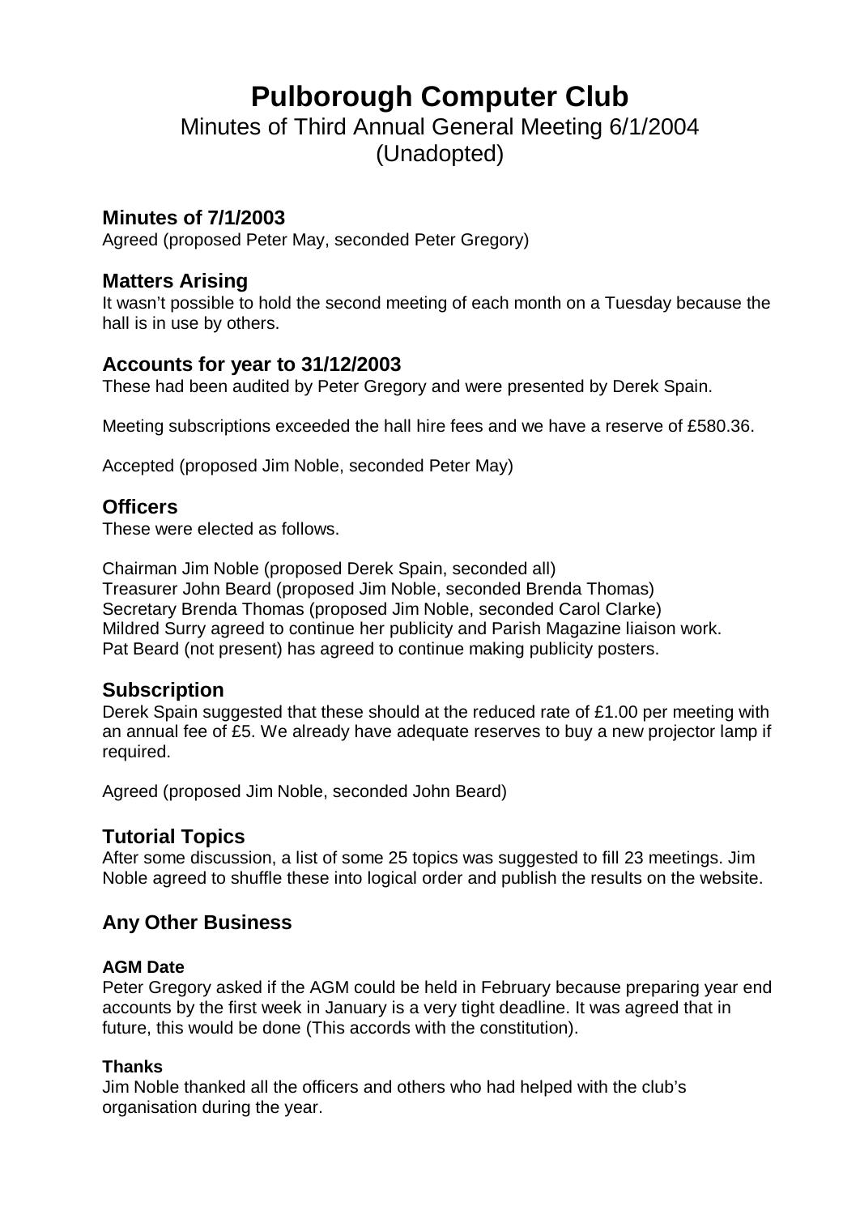# Pulborough Computer Club

Minutes of Third Annual General Meeting 6/1/2004
(Unadopted)

## Minutes of 7/1/2003

Agreed (proposed Peter May, seconded Peter Gregory)

## Matters Arising

It wasn't possible to hold the second meeting of each month on a Tuesday because the hall is in use by others.

## Accounts for year to 31/12/2003

These had been audited by Peter Gregory and were presented by Derek Spain.

Meeting subscriptions exceeded the hall hire fees and we have a reserve of £580.36.

Accepted (proposed Jim Noble, seconded Peter May)

## Officers

These were elected as follows.

Chairman Jim Noble (proposed Derek Spain, seconded all)
Treasurer John Beard (proposed Jim Noble, seconded Brenda Thomas)
Secretary Brenda Thomas (proposed Jim Noble, seconded Carol Clarke)
Mildred Surry agreed to continue her publicity and Parish Magazine liaison work.
Pat Beard (not present) has agreed to continue making publicity posters.

## Subscription

Derek Spain suggested that these should at the reduced rate of £1.00 per meeting with an annual fee of £5. We already have adequate reserves to buy a new projector lamp if required.

Agreed (proposed Jim Noble, seconded John Beard)

## Tutorial Topics

After some discussion, a list of some 25 topics was suggested to fill 23 meetings. Jim Noble agreed to shuffle these into logical order and publish the results on the website.

## Any Other Business

### AGM Date

Peter Gregory asked if the AGM could be held in February because preparing year end accounts by the first week in January is a very tight deadline. It was agreed that in future, this would be done (This accords with the constitution).

### Thanks

Jim Noble thanked all the officers and others who had helped with the club's organisation during the year.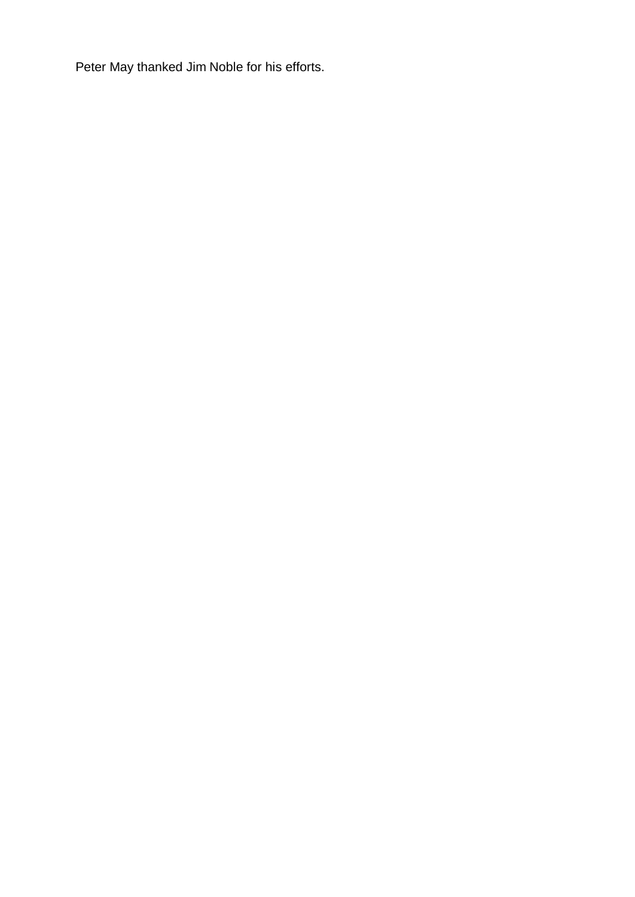Peter May thanked Jim Noble for his efforts.